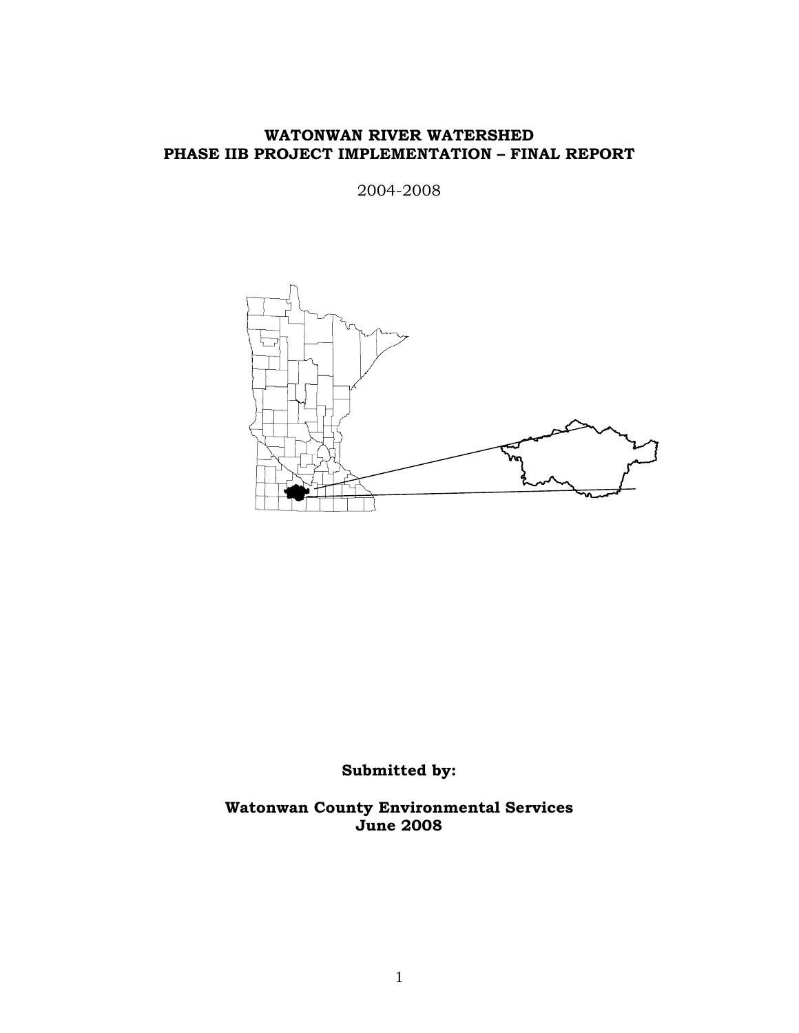# WATONWAN RIVER WATERSHED
# PHASE IIB PROJECT IMPLEMENTATION – FINAL REPORT

2004-2008

**Submitted by:**

**Watonwan County Environmental Services**
**June 2008**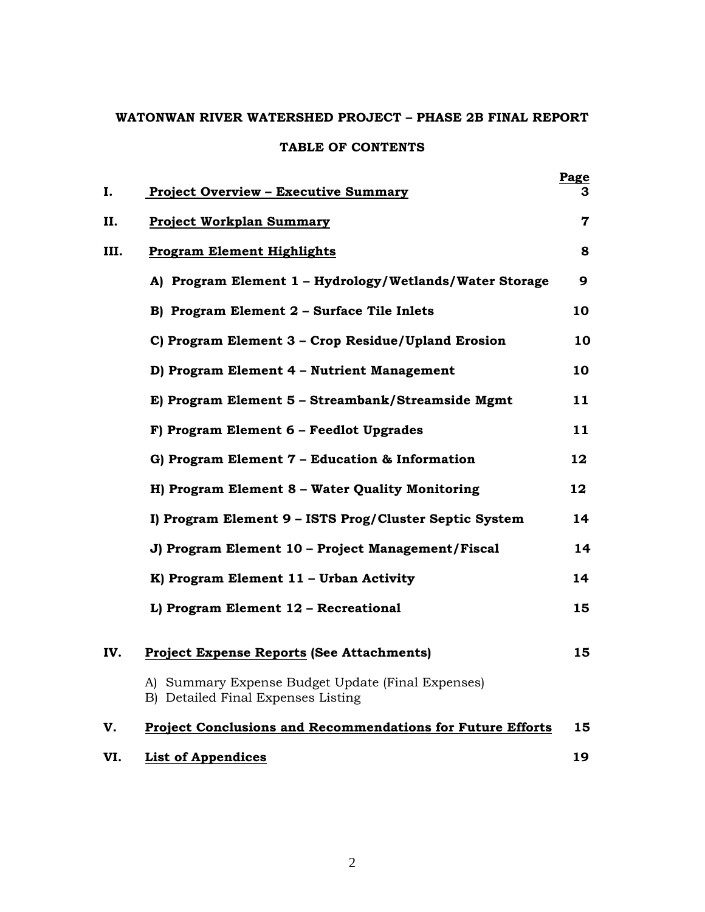# WATONWAN RIVER WATERSHED PROJECT – PHASE 2B FINAL REPORT

## TABLE OF CONTENTS

| | | Page |
|---|---|---|
| **I.** | **Project Overview – Executive Summary** | **3** |
| **II.** | **Project Workplan Summary** | **7** |
| **III.** | **Program Element Highlights** | **8** |
| | **A) Program Element 1 – Hydrology/Wetlands/Water Storage** | **9** |
| | **B) Program Element 2 – Surface Tile Inlets** | **10** |
| | **C) Program Element 3 – Crop Residue/Upland Erosion** | **10** |
| | **D) Program Element 4 – Nutrient Management** | **10** |
| | **E) Program Element 5 – Streambank/Streamside Mgmt** | **11** |
| | **F) Program Element 6 – Feedlot Upgrades** | **11** |
| | **G) Program Element 7 – Education & Information** | **12** |
| | **H) Program Element 8 – Water Quality Monitoring** | **12** |
| | **I) Program Element 9 – ISTS Prog/Cluster Septic System** | **14** |
| | **J) Program Element 10 – Project Management/Fiscal** | **14** |
| | **K) Program Element 11 – Urban Activity** | **14** |
| | **L) Program Element 12 – Recreational** | **15** |
| **IV.** | **Project Expense Reports (See Attachments)** | **15** |
| | A) Summary Expense Budget Update (Final Expenses)<br>B) Detailed Final Expenses Listing | |
| **V.** | **Project Conclusions and Recommendations for Future Efforts** | **15** |
| **VI.** | **List of Appendices** | **19** |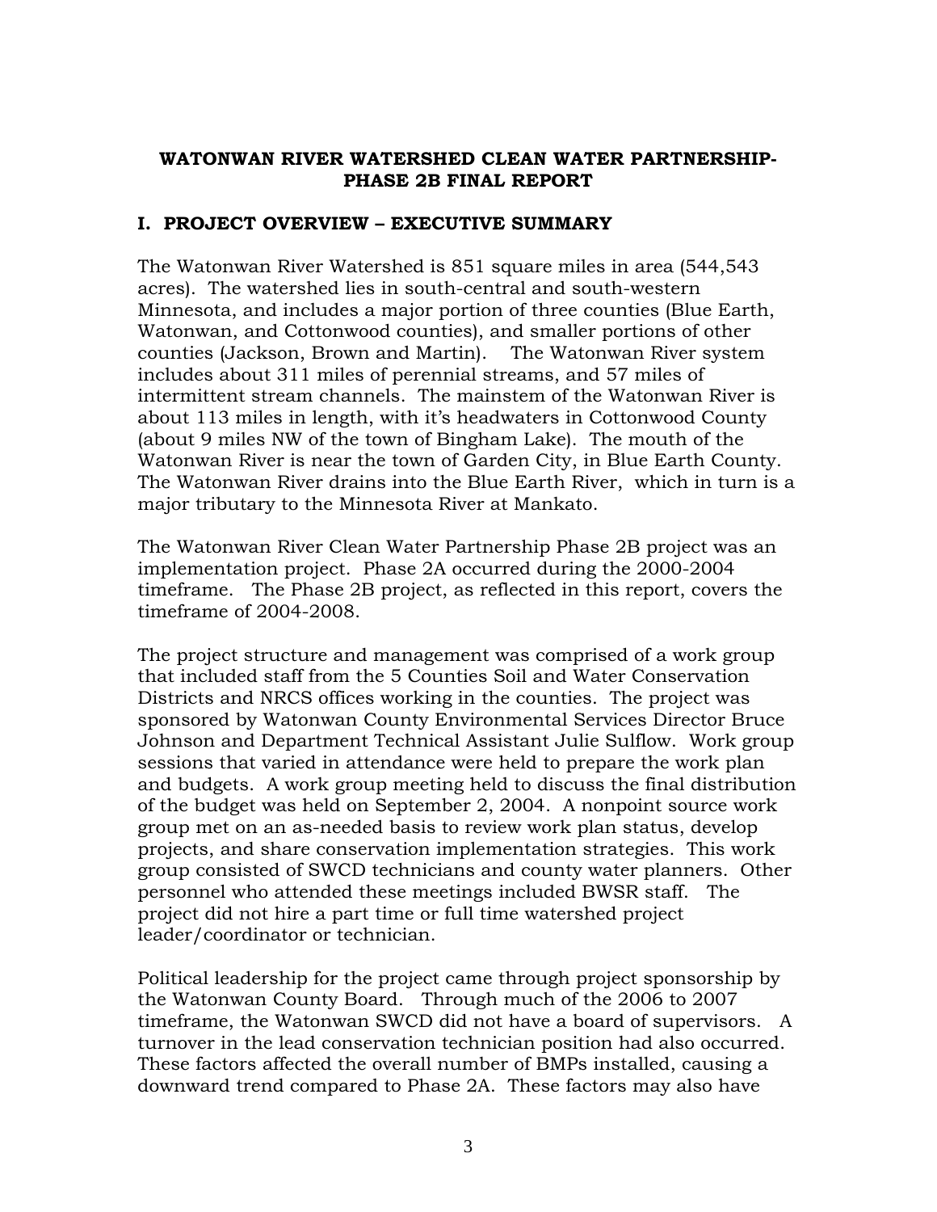**WATONWAN RIVER WATERSHED CLEAN WATER PARTNERSHIP-PHASE 2B FINAL REPORT**

## I. PROJECT OVERVIEW – EXECUTIVE SUMMARY

The Watonwan River Watershed is 851 square miles in area (544,543 acres). The watershed lies in south-central and south-western Minnesota, and includes a major portion of three counties (Blue Earth, Watonwan, and Cottonwood counties), and smaller portions of other counties (Jackson, Brown and Martin). The Watonwan River system includes about 311 miles of perennial streams, and 57 miles of intermittent stream channels. The mainstem of the Watonwan River is about 113 miles in length, with it's headwaters in Cottonwood County (about 9 miles NW of the town of Bingham Lake). The mouth of the Watonwan River is near the town of Garden City, in Blue Earth County. The Watonwan River drains into the Blue Earth River, which in turn is a major tributary to the Minnesota River at Mankato.

The Watonwan River Clean Water Partnership Phase 2B project was an implementation project. Phase 2A occurred during the 2000-2004 timeframe. The Phase 2B project, as reflected in this report, covers the timeframe of 2004-2008.

The project structure and management was comprised of a work group that included staff from the 5 Counties Soil and Water Conservation Districts and NRCS offices working in the counties. The project was sponsored by Watonwan County Environmental Services Director Bruce Johnson and Department Technical Assistant Julie Sulflow. Work group sessions that varied in attendance were held to prepare the work plan and budgets. A work group meeting held to discuss the final distribution of the budget was held on September 2, 2004. A nonpoint source work group met on an as-needed basis to review work plan status, develop projects, and share conservation implementation strategies. This work group consisted of SWCD technicians and county water planners. Other personnel who attended these meetings included BWSR staff. The project did not hire a part time or full time watershed project leader/coordinator or technician.

Political leadership for the project came through project sponsorship by the Watonwan County Board. Through much of the 2006 to 2007 timeframe, the Watonwan SWCD did not have a board of supervisors. A turnover in the lead conservation technician position had also occurred. These factors affected the overall number of BMPs installed, causing a downward trend compared to Phase 2A. These factors may also have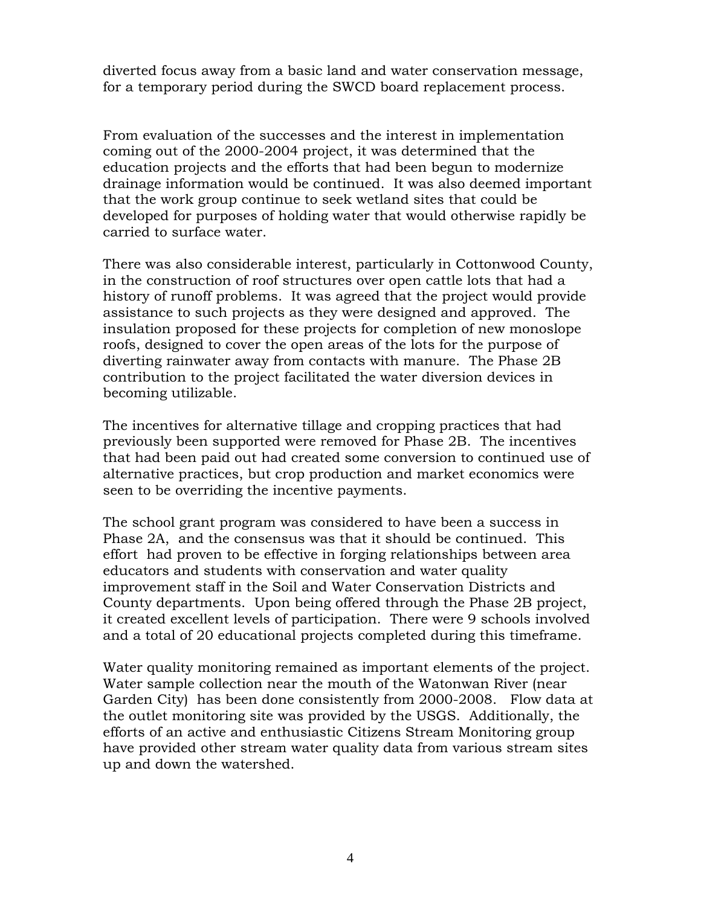diverted focus away from a basic land and water conservation message, for a temporary period during the SWCD board replacement process.

From evaluation of the successes and the interest in implementation coming out of the 2000-2004 project, it was determined that the education projects and the efforts that had been begun to modernize drainage information would be continued. It was also deemed important that the work group continue to seek wetland sites that could be developed for purposes of holding water that would otherwise rapidly be carried to surface water.

There was also considerable interest, particularly in Cottonwood County, in the construction of roof structures over open cattle lots that had a history of runoff problems. It was agreed that the project would provide assistance to such projects as they were designed and approved. The insulation proposed for these projects for completion of new monoslope roofs, designed to cover the open areas of the lots for the purpose of diverting rainwater away from contacts with manure. The Phase 2B contribution to the project facilitated the water diversion devices in becoming utilizable.

The incentives for alternative tillage and cropping practices that had previously been supported were removed for Phase 2B. The incentives that had been paid out had created some conversion to continued use of alternative practices, but crop production and market economics were seen to be overriding the incentive payments.

The school grant program was considered to have been a success in Phase 2A, and the consensus was that it should be continued. This effort had proven to be effective in forging relationships between area educators and students with conservation and water quality improvement staff in the Soil and Water Conservation Districts and County departments. Upon being offered through the Phase 2B project, it created excellent levels of participation. There were 9 schools involved and a total of 20 educational projects completed during this timeframe.

Water quality monitoring remained as important elements of the project. Water sample collection near the mouth of the Watonwan River (near Garden City) has been done consistently from 2000-2008. Flow data at the outlet monitoring site was provided by the USGS. Additionally, the efforts of an active and enthusiastic Citizens Stream Monitoring group have provided other stream water quality data from various stream sites up and down the watershed.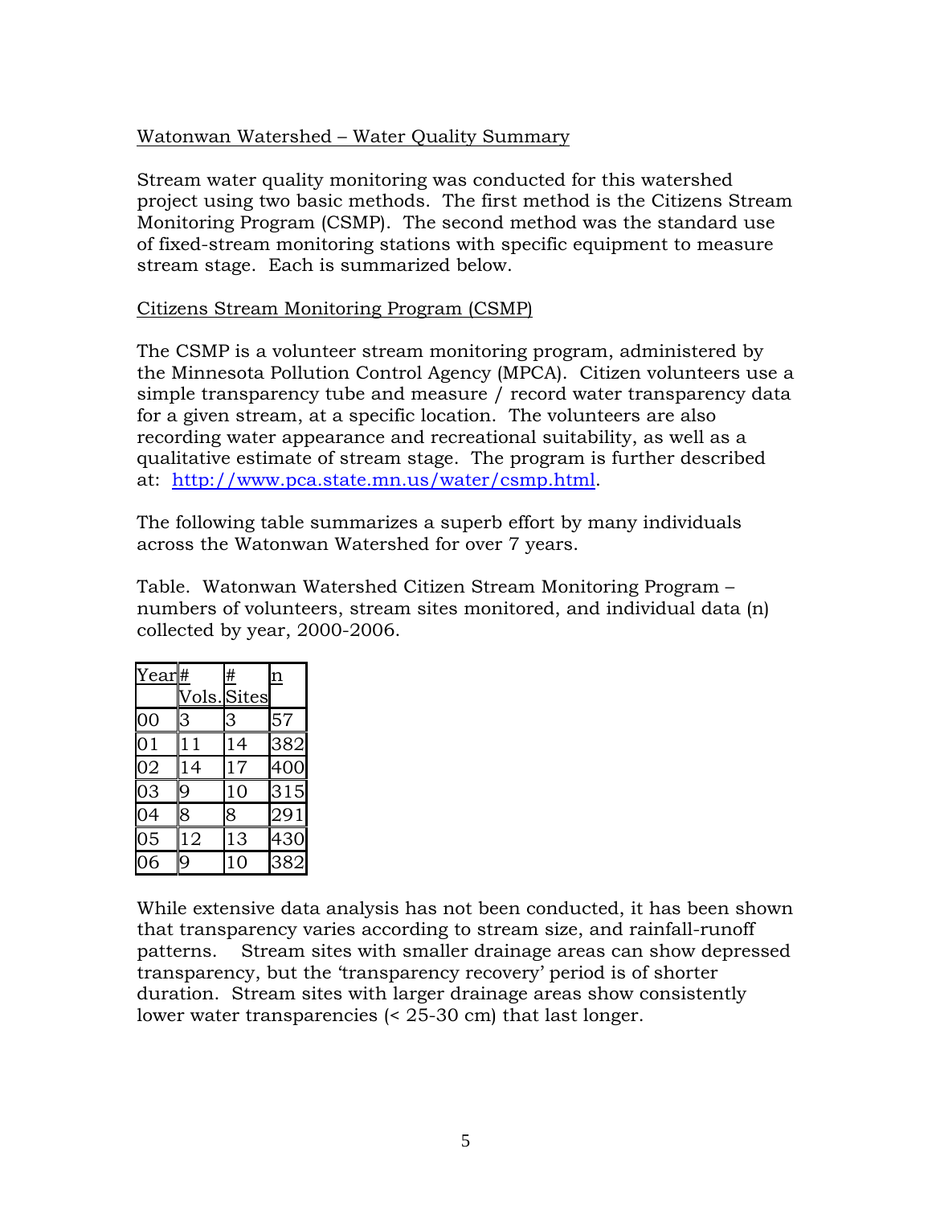Watonwan Watershed – Water Quality Summary

Stream water quality monitoring was conducted for this watershed project using two basic methods. The first method is the Citizens Stream Monitoring Program (CSMP). The second method was the standard use of fixed-stream monitoring stations with specific equipment to measure stream stage. Each is summarized below.

Citizens Stream Monitoring Program (CSMP)

The CSMP is a volunteer stream monitoring program, administered by the Minnesota Pollution Control Agency (MPCA). Citizen volunteers use a simple transparency tube and measure / record water transparency data for a given stream, at a specific location. The volunteers are also recording water appearance and recreational suitability, as well as a qualitative estimate of stream stage. The program is further described at: http://www.pca.state.mn.us/water/csmp.html.

The following table summarizes a superb effort by many individuals across the Watonwan Watershed for over 7 years.

Table. Watonwan Watershed Citizen Stream Monitoring Program – numbers of volunteers, stream sites monitored, and individual data (n) collected by year, 2000-2006.

| Year | # Vols. | # Sites | n |
|---|---|---|---|
| 00 | 3 | 3 | 57 |
| 01 | 11 | 14 | 382 |
| 02 | 14 | 17 | 400 |
| 03 | 9 | 10 | 315 |
| 04 | 8 | 8 | 291 |
| 05 | 12 | 13 | 430 |
| 06 | 9 | 10 | 382 |

While extensive data analysis has not been conducted, it has been shown that transparency varies according to stream size, and rainfall-runoff patterns. Stream sites with smaller drainage areas can show depressed transparency, but the 'transparency recovery' period is of shorter duration. Stream sites with larger drainage areas show consistently lower water transparencies (< 25-30 cm) that last longer.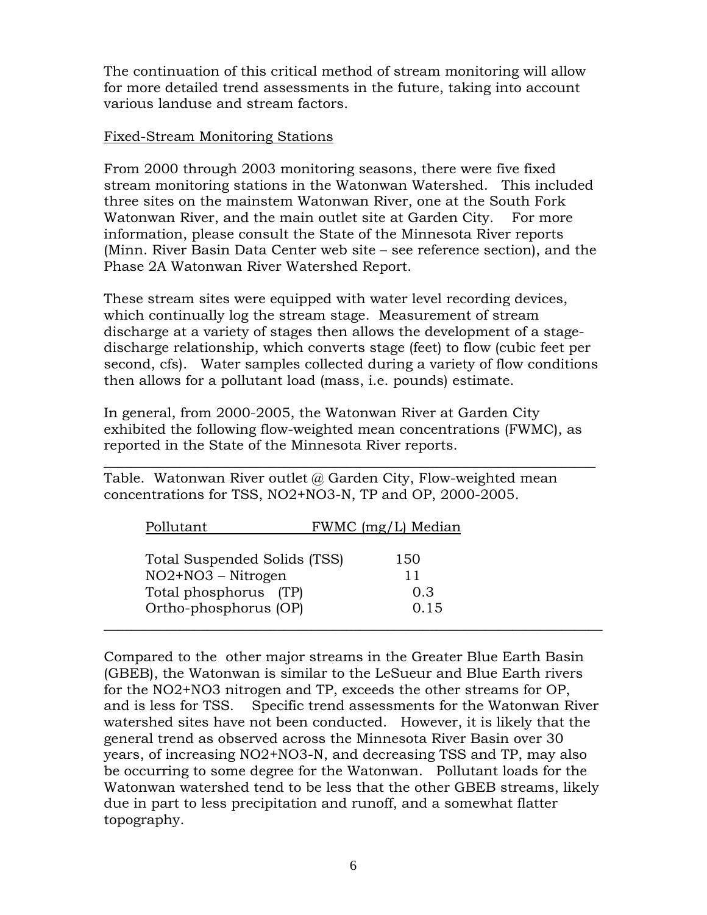The continuation of this critical method of stream monitoring will allow for more detailed trend assessments in the future, taking into account various landuse and stream factors.

Fixed-Stream Monitoring Stations

From 2000 through 2003 monitoring seasons, there were five fixed stream monitoring stations in the Watonwan Watershed. This included three sites on the mainstem Watonwan River, one at the South Fork Watonwan River, and the main outlet site at Garden City. For more information, please consult the State of the Minnesota River reports (Minn. River Basin Data Center web site – see reference section), and the Phase 2A Watonwan River Watershed Report.

These stream sites were equipped with water level recording devices, which continually log the stream stage. Measurement of stream discharge at a variety of stages then allows the development of a stage-discharge relationship, which converts stage (feet) to flow (cubic feet per second, cfs). Water samples collected during a variety of flow conditions then allows for a pollutant load (mass, i.e. pounds) estimate.

In general, from 2000-2005, the Watonwan River at Garden City exhibited the following flow-weighted mean concentrations (FWMC), as reported in the State of the Minnesota River reports.

Table. Watonwan River outlet @ Garden City, Flow-weighted mean concentrations for TSS, NO2+NO3-N, TP and OP, 2000-2005.

| Pollutant | FWMC (mg/L) Median |
|---|---|
| Total Suspended Solids (TSS) | 150 |
| NO2+NO3 – Nitrogen | 11 |
| Total phosphorus (TP) | 0.3 |
| Ortho-phosphorus (OP) | 0.15 |

Compared to the other major streams in the Greater Blue Earth Basin (GBEB), the Watonwan is similar to the LeSueur and Blue Earth rivers for the NO2+NO3 nitrogen and TP, exceeds the other streams for OP, and is less for TSS. Specific trend assessments for the Watonwan River watershed sites have not been conducted. However, it is likely that the general trend as observed across the Minnesota River Basin over 30 years, of increasing NO2+NO3-N, and decreasing TSS and TP, may also be occurring to some degree for the Watonwan. Pollutant loads for the Watonwan watershed tend to be less that the other GBEB streams, likely due in part to less precipitation and runoff, and a somewhat flatter topography.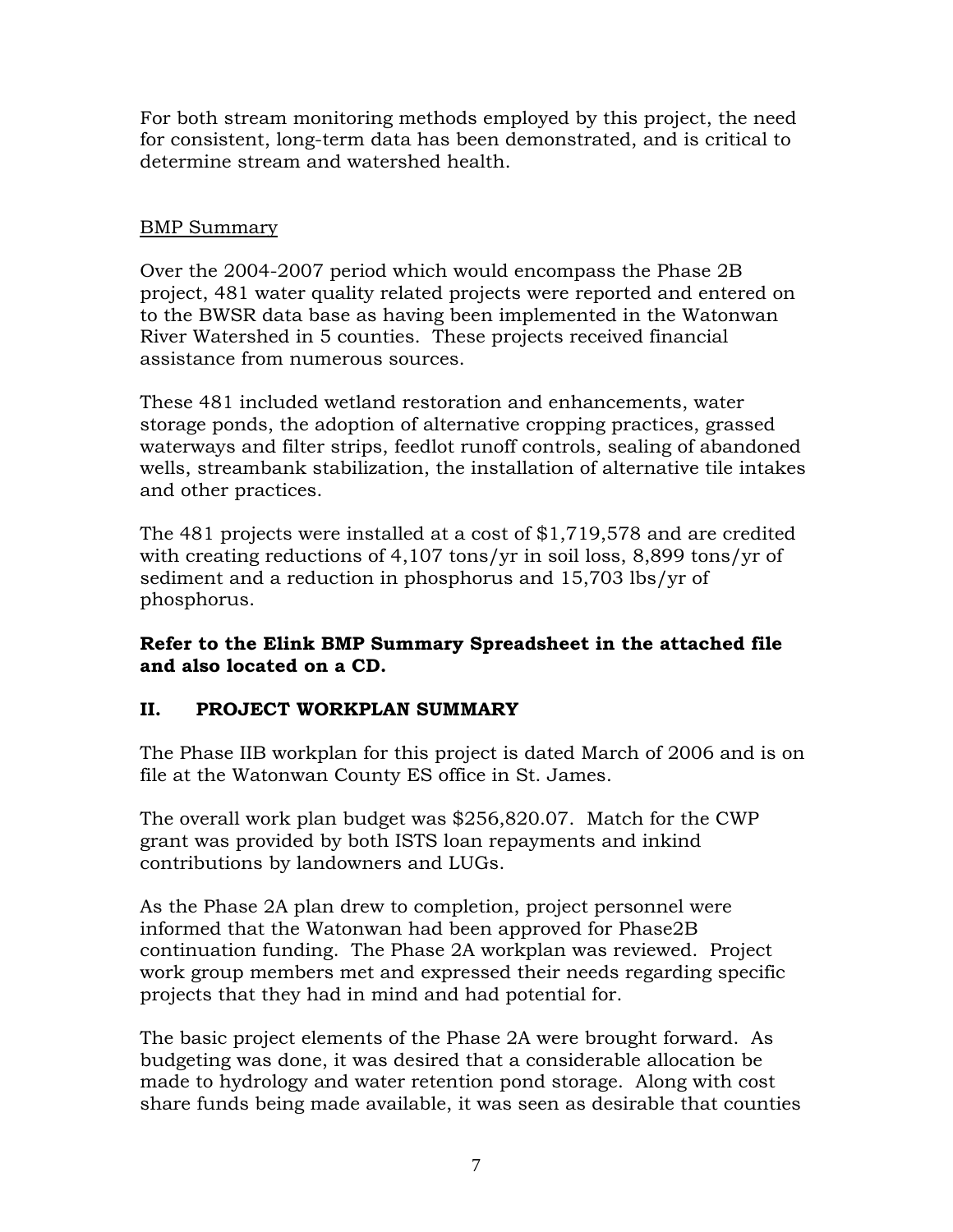For both stream monitoring methods employed by this project, the need for consistent, long-term data has been demonstrated, and is critical to determine stream and watershed health.

<u>BMP Summary</u>

Over the 2004-2007 period which would encompass the Phase 2B project, 481 water quality related projects were reported and entered on to the BWSR data base as having been implemented in the Watonwan River Watershed in 5 counties. These projects received financial assistance from numerous sources.

These 481 included wetland restoration and enhancements, water storage ponds, the adoption of alternative cropping practices, grassed waterways and filter strips, feedlot runoff controls, sealing of abandoned wells, streambank stabilization, the installation of alternative tile intakes and other practices.

The 481 projects were installed at a cost of $1,719,578 and are credited with creating reductions of 4,107 tons/yr in soil loss, 8,899 tons/yr of sediment and a reduction in phosphorus and 15,703 lbs/yr of phosphorus.

**Refer to the Elink BMP Summary Spreadsheet in the attached file and also located on a CD.**

## II. PROJECT WORKPLAN SUMMARY

The Phase IIB workplan for this project is dated March of 2006 and is on file at the Watonwan County ES office in St. James.

The overall work plan budget was $256,820.07. Match for the CWP grant was provided by both ISTS loan repayments and inkind contributions by landowners and LUGs.

As the Phase 2A plan drew to completion, project personnel were informed that the Watonwan had been approved for Phase2B continuation funding. The Phase 2A workplan was reviewed. Project work group members met and expressed their needs regarding specific projects that they had in mind and had potential for.

The basic project elements of the Phase 2A were brought forward. As budgeting was done, it was desired that a considerable allocation be made to hydrology and water retention pond storage. Along with cost share funds being made available, it was seen as desirable that counties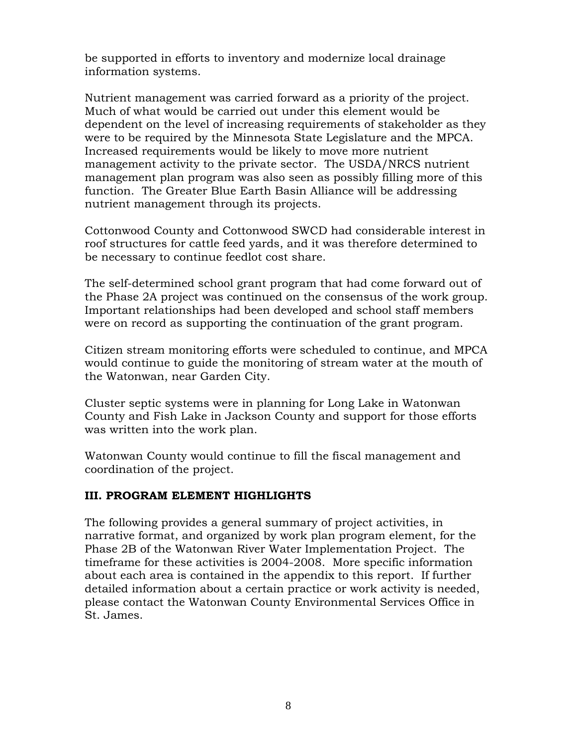be supported in efforts to inventory and modernize local drainage information systems.

Nutrient management was carried forward as a priority of the project. Much of what would be carried out under this element would be dependent on the level of increasing requirements of stakeholder as they were to be required by the Minnesota State Legislature and the MPCA. Increased requirements would be likely to move more nutrient management activity to the private sector. The USDA/NRCS nutrient management plan program was also seen as possibly filling more of this function. The Greater Blue Earth Basin Alliance will be addressing nutrient management through its projects.

Cottonwood County and Cottonwood SWCD had considerable interest in roof structures for cattle feed yards, and it was therefore determined to be necessary to continue feedlot cost share.

The self-determined school grant program that had come forward out of the Phase 2A project was continued on the consensus of the work group. Important relationships had been developed and school staff members were on record as supporting the continuation of the grant program.

Citizen stream monitoring efforts were scheduled to continue, and MPCA would continue to guide the monitoring of stream water at the mouth of the Watonwan, near Garden City.

Cluster septic systems were in planning for Long Lake in Watonwan County and Fish Lake in Jackson County and support for those efforts was written into the work plan.

Watonwan County would continue to fill the fiscal management and coordination of the project.

## III. PROGRAM ELEMENT HIGHLIGHTS

The following provides a general summary of project activities, in narrative format, and organized by work plan program element, for the Phase 2B of the Watonwan River Water Implementation Project. The timeframe for these activities is 2004-2008. More specific information about each area is contained in the appendix to this report. If further detailed information about a certain practice or work activity is needed, please contact the Watonwan County Environmental Services Office in St. James.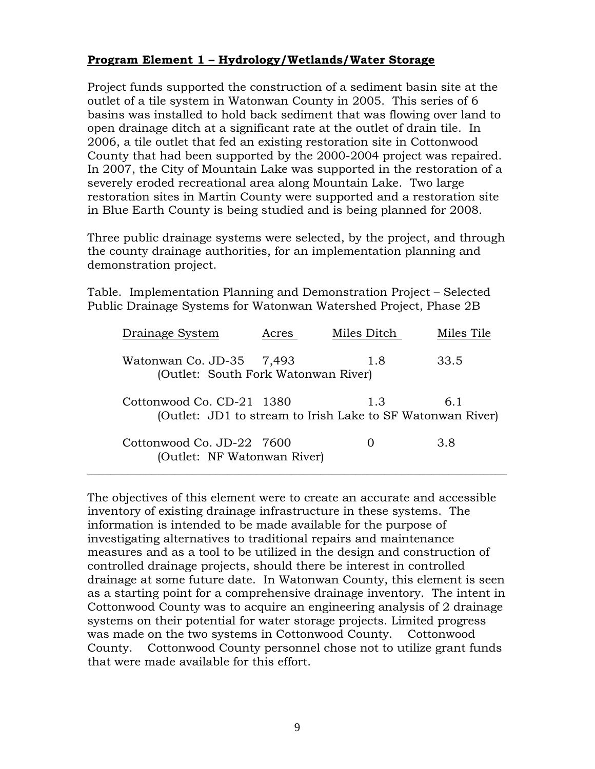**Program Element 1 – Hydrology/Wetlands/Water Storage**

Project funds supported the construction of a sediment basin site at the outlet of a tile system in Watonwan County in 2005. This series of 6 basins was installed to hold back sediment that was flowing over land to open drainage ditch at a significant rate at the outlet of drain tile. In 2006, a tile outlet that fed an existing restoration site in Cottonwood County that had been supported by the 2000-2004 project was repaired. In 2007, the City of Mountain Lake was supported in the restoration of a severely eroded recreational area along Mountain Lake. Two large restoration sites in Martin County were supported and a restoration site in Blue Earth County is being studied and is being planned for 2008.

Three public drainage systems were selected, by the project, and through the county drainage authorities, for an implementation planning and demonstration project.

Table. Implementation Planning and Demonstration Project – Selected Public Drainage Systems for Watonwan Watershed Project, Phase 2B

| Drainage System | Acres | Miles Ditch | Miles Tile |
|---|---|---|---|
| Watonwan Co. JD-35 (Outlet: South Fork Watonwan River) | 7,493 | 1.8 | 33.5 |
| Cottonwood Co. CD-21 (Outlet: JD1 to stream to Irish Lake to SF Watonwan River) | 1380 | 1.3 | 6.1 |
| Cottonwood Co. JD-22 (Outlet: NF Watonwan River) | 7600 | 0 | 3.8 |

The objectives of this element were to create an accurate and accessible inventory of existing drainage infrastructure in these systems. The information is intended to be made available for the purpose of investigating alternatives to traditional repairs and maintenance measures and as a tool to be utilized in the design and construction of controlled drainage projects, should there be interest in controlled drainage at some future date. In Watonwan County, this element is seen as a starting point for a comprehensive drainage inventory. The intent in Cottonwood County was to acquire an engineering analysis of 2 drainage systems on their potential for water storage projects. Limited progress was made on the two systems in Cottonwood County. Cottonwood County. Cottonwood County personnel chose not to utilize grant funds that were made available for this effort.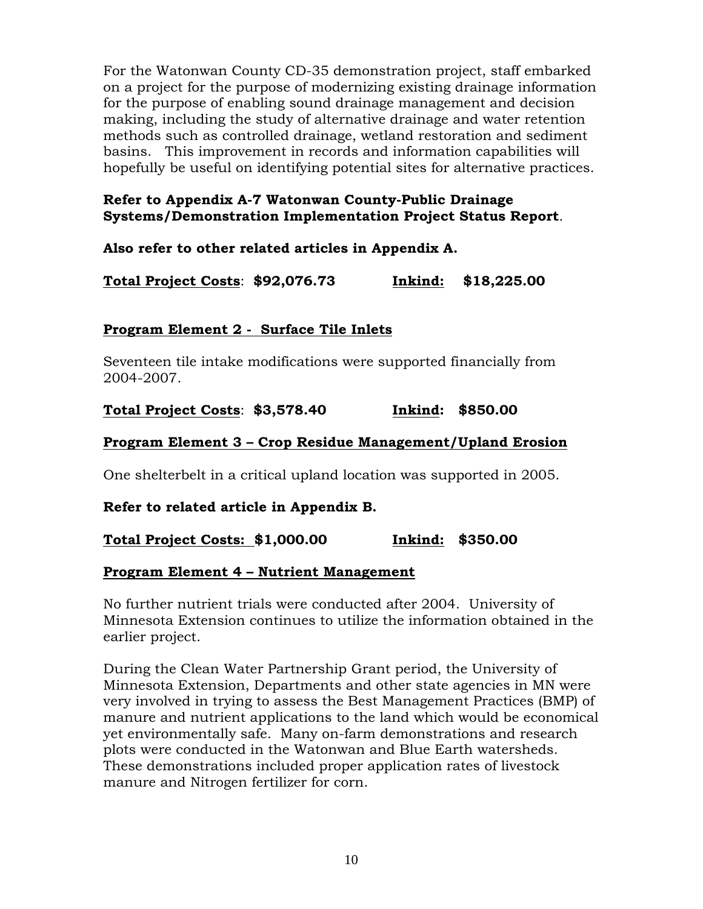For the Watonwan County CD-35 demonstration project, staff embarked on a project for the purpose of modernizing existing drainage information for the purpose of enabling sound drainage management and decision making, including the study of alternative drainage and water retention methods such as controlled drainage, wetland restoration and sediment basins. This improvement in records and information capabilities will hopefully be useful on identifying potential sites for alternative practices.

**Refer to Appendix A-7 Watonwan County-Public Drainage Systems/Demonstration Implementation Project Status Report**.

**Also refer to other related articles in Appendix A.**

**Total Project Costs: $92,076.73 Inkind: $18,225.00**

## Program Element 2 - Surface Tile Inlets

Seventeen tile intake modifications were supported financially from 2004-2007.

**Total Project Costs: $3,578.40 Inkind: $850.00**

## Program Element 3 – Crop Residue Management/Upland Erosion

One shelterbelt in a critical upland location was supported in 2005.

**Refer to related article in Appendix B.**

**Total Project Costs: $1,000.00 Inkind: $350.00**

## Program Element 4 – Nutrient Management

No further nutrient trials were conducted after 2004. University of Minnesota Extension continues to utilize the information obtained in the earlier project.

During the Clean Water Partnership Grant period, the University of Minnesota Extension, Departments and other state agencies in MN were very involved in trying to assess the Best Management Practices (BMP) of manure and nutrient applications to the land which would be economical yet environmentally safe. Many on-farm demonstrations and research plots were conducted in the Watonwan and Blue Earth watersheds. These demonstrations included proper application rates of livestock manure and Nitrogen fertilizer for corn.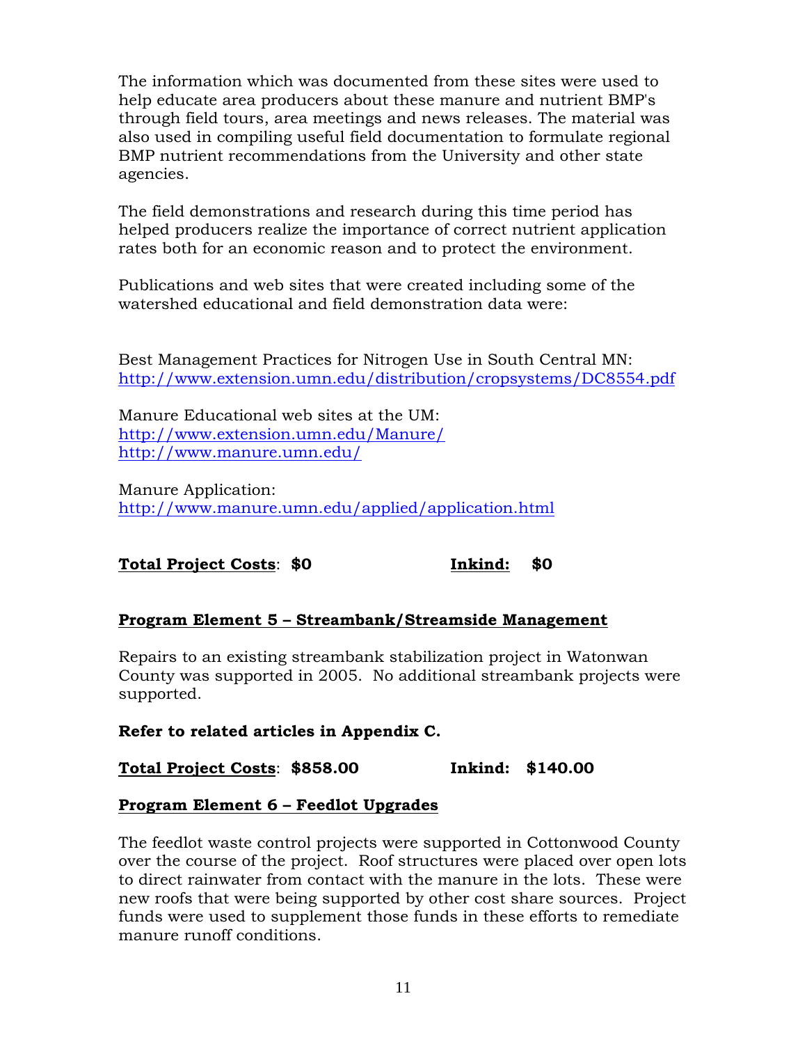The information which was documented from these sites were used to help educate area producers about these manure and nutrient BMP's through field tours, area meetings and news releases. The material was also used in compiling useful field documentation to formulate regional BMP nutrient recommendations from the University and other state agencies.

The field demonstrations and research during this time period has helped producers realize the importance of correct nutrient application rates both for an economic reason and to protect the environment.

Publications and web sites that were created including some of the watershed educational and field demonstration data were:

Best Management Practices for Nitrogen Use in South Central MN:
http://www.extension.umn.edu/distribution/cropsystems/DC8554.pdf

Manure Educational web sites at the UM:
http://www.extension.umn.edu/Manure/
http://www.manure.umn.edu/

Manure Application:
http://www.manure.umn.edu/applied/application.html

**Total Project Costs**: **$0** **Inkind:** **$0**

**Program Element 5 – Streambank/Streamside Management**

Repairs to an existing streambank stabilization project in Watonwan County was supported in 2005. No additional streambank projects were supported.

**Refer to related articles in Appendix C.**

**Total Project Costs**: **$858.00** **Inkind: $140.00**

**Program Element 6 – Feedlot Upgrades**

The feedlot waste control projects were supported in Cottonwood County over the course of the project. Roof structures were placed over open lots to direct rainwater from contact with the manure in the lots. These were new roofs that were being supported by other cost share sources. Project funds were used to supplement those funds in these efforts to remediate manure runoff conditions.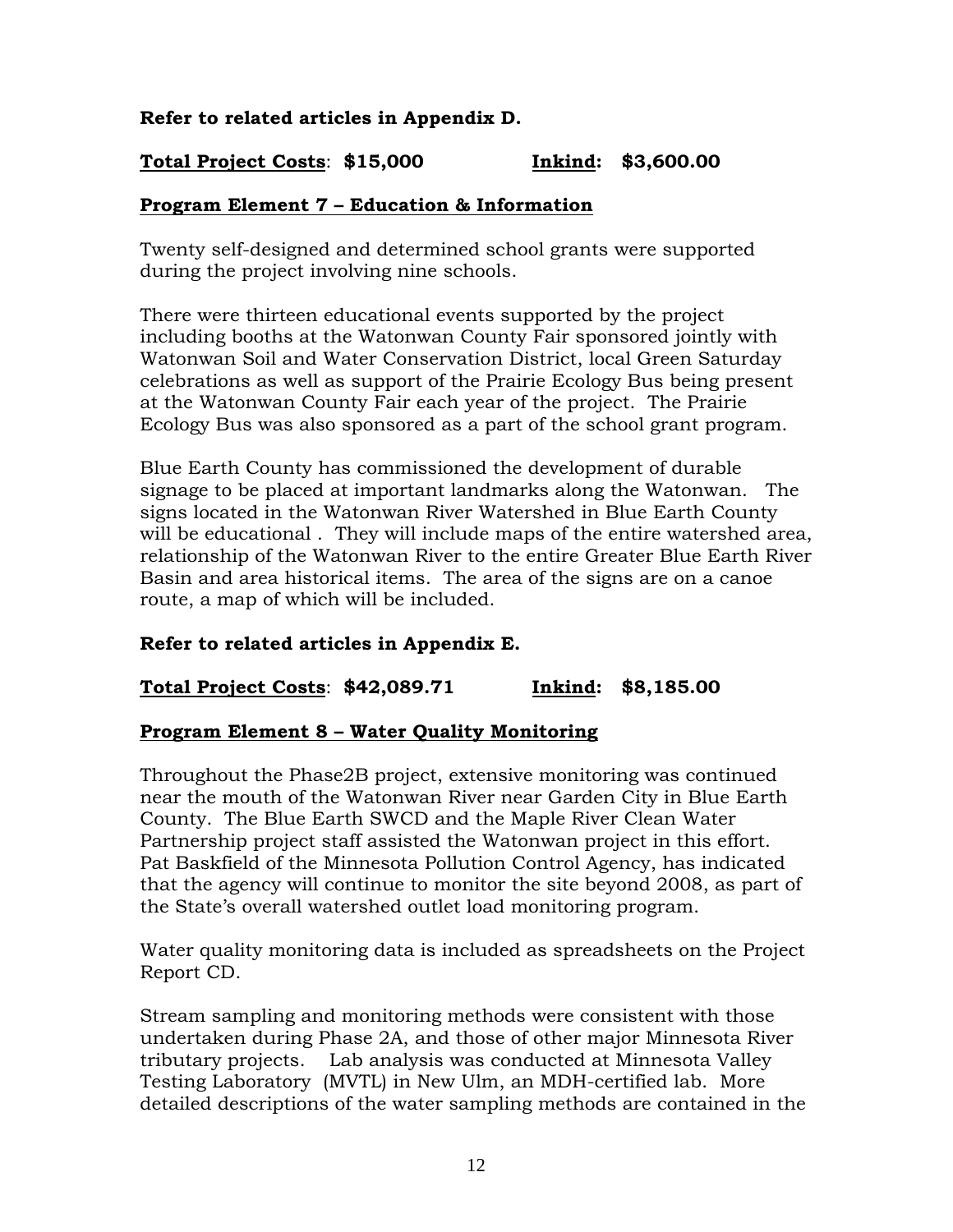**Refer to related articles in Appendix D.**

**<u>Total Project Costs</u>: $15,000 <u>Inkind</u>: $3,600.00**

## <u>Program Element 7 – Education & Information</u>

Twenty self-designed and determined school grants were supported during the project involving nine schools.

There were thirteen educational events supported by the project including booths at the Watonwan County Fair sponsored jointly with Watonwan Soil and Water Conservation District, local Green Saturday celebrations as well as support of the Prairie Ecology Bus being present at the Watonwan County Fair each year of the project. The Prairie Ecology Bus was also sponsored as a part of the school grant program.

Blue Earth County has commissioned the development of durable signage to be placed at important landmarks along the Watonwan. The signs located in the Watonwan River Watershed in Blue Earth County will be educational . They will include maps of the entire watershed area, relationship of the Watonwan River to the entire Greater Blue Earth River Basin and area historical items. The area of the signs are on a canoe route, a map of which will be included.

**Refer to related articles in Appendix E.**

**<u>Total Project Costs</u>: $42,089.71 <u>Inkind</u>: $8,185.00**

## <u>Program Element 8 – Water Quality Monitoring</u>

Throughout the Phase2B project, extensive monitoring was continued near the mouth of the Watonwan River near Garden City in Blue Earth County. The Blue Earth SWCD and the Maple River Clean Water Partnership project staff assisted the Watonwan project in this effort. Pat Baskfield of the Minnesota Pollution Control Agency, has indicated that the agency will continue to monitor the site beyond 2008, as part of the State's overall watershed outlet load monitoring program.

Water quality monitoring data is included as spreadsheets on the Project Report CD.

Stream sampling and monitoring methods were consistent with those undertaken during Phase 2A, and those of other major Minnesota River tributary projects. Lab analysis was conducted at Minnesota Valley Testing Laboratory (MVTL) in New Ulm, an MDH-certified lab. More detailed descriptions of the water sampling methods are contained in the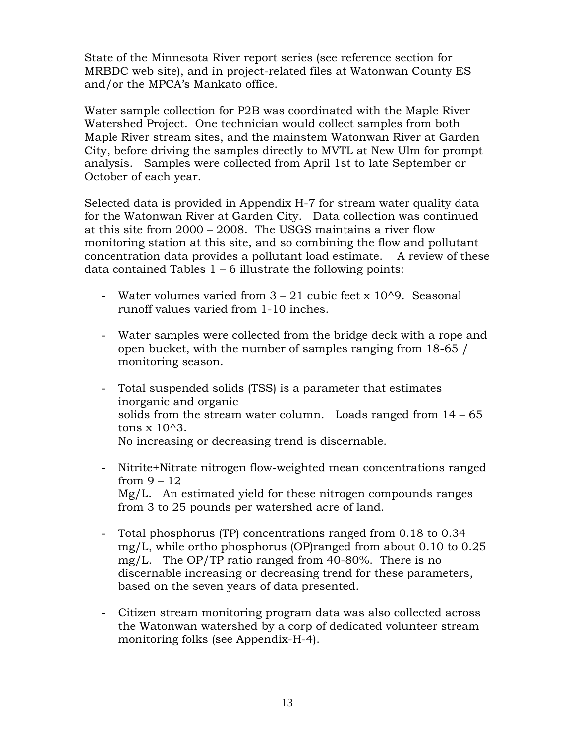State of the Minnesota River report series (see reference section for MRBDC web site), and in project-related files at Watonwan County ES and/or the MPCA's Mankato office.

Water sample collection for P2B was coordinated with the Maple River Watershed Project. One technician would collect samples from both Maple River stream sites, and the mainstem Watonwan River at Garden City, before driving the samples directly to MVTL at New Ulm for prompt analysis. Samples were collected from April 1st to late September or October of each year.

Selected data is provided in Appendix H-7 for stream water quality data for the Watonwan River at Garden City. Data collection was continued at this site from 2000 – 2008. The USGS maintains a river flow monitoring station at this site, and so combining the flow and pollutant concentration data provides a pollutant load estimate. A review of these data contained Tables 1 – 6 illustrate the following points:

- Water volumes varied from 3 – 21 cubic feet x 10^9. Seasonal runoff values varied from 1-10 inches.

- Water samples were collected from the bridge deck with a rope and open bucket, with the number of samples ranging from 18-65 / monitoring season.

- Total suspended solids (TSS) is a parameter that estimates inorganic and organic solids from the stream water column. Loads ranged from 14 – 65 tons x 10^3. No increasing or decreasing trend is discernable.

- Nitrite+Nitrate nitrogen flow-weighted mean concentrations ranged from 9 – 12 Mg/L. An estimated yield for these nitrogen compounds ranges from 3 to 25 pounds per watershed acre of land.

- Total phosphorus (TP) concentrations ranged from 0.18 to 0.34 mg/L, while ortho phosphorus (OP)ranged from about 0.10 to 0.25 mg/L. The OP/TP ratio ranged from 40-80%. There is no discernable increasing or decreasing trend for these parameters, based on the seven years of data presented.

- Citizen stream monitoring program data was also collected across the Watonwan watershed by a corp of dedicated volunteer stream monitoring folks (see Appendix-H-4).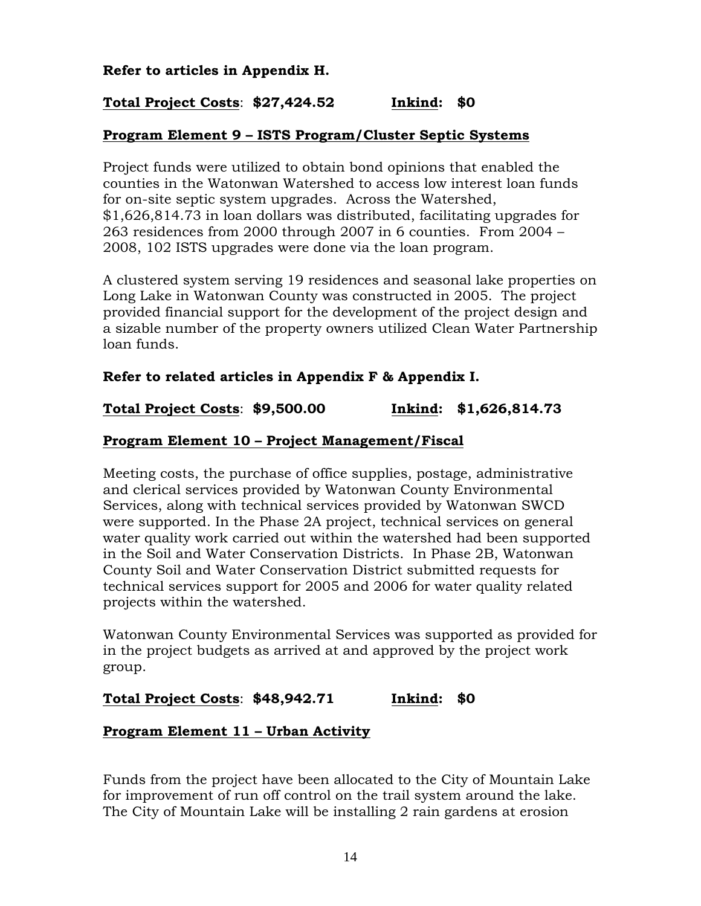**Refer to articles in Appendix H.**

**Total Project Costs: $27,424.52 Inkind: $0**

**Program Element 9 – ISTS Program/Cluster Septic Systems**

Project funds were utilized to obtain bond opinions that enabled the counties in the Watonwan Watershed to access low interest loan funds for on-site septic system upgrades. Across the Watershed, $1,626,814.73 in loan dollars was distributed, facilitating upgrades for 263 residences from 2000 through 2007 in 6 counties. From 2004 – 2008, 102 ISTS upgrades were done via the loan program.

A clustered system serving 19 residences and seasonal lake properties on Long Lake in Watonwan County was constructed in 2005. The project provided financial support for the development of the project design and a sizable number of the property owners utilized Clean Water Partnership loan funds.

**Refer to related articles in Appendix F & Appendix I.**

**Total Project Costs: $9,500.00 Inkind: $1,626,814.73**

**Program Element 10 – Project Management/Fiscal**

Meeting costs, the purchase of office supplies, postage, administrative and clerical services provided by Watonwan County Environmental Services, along with technical services provided by Watonwan SWCD were supported. In the Phase 2A project, technical services on general water quality work carried out within the watershed had been supported in the Soil and Water Conservation Districts. In Phase 2B, Watonwan County Soil and Water Conservation District submitted requests for technical services support for 2005 and 2006 for water quality related projects within the watershed.

Watonwan County Environmental Services was supported as provided for in the project budgets as arrived at and approved by the project work group.

**Total Project Costs: $48,942.71 Inkind: $0**

**Program Element 11 – Urban Activity**

Funds from the project have been allocated to the City of Mountain Lake for improvement of run off control on the trail system around the lake. The City of Mountain Lake will be installing 2 rain gardens at erosion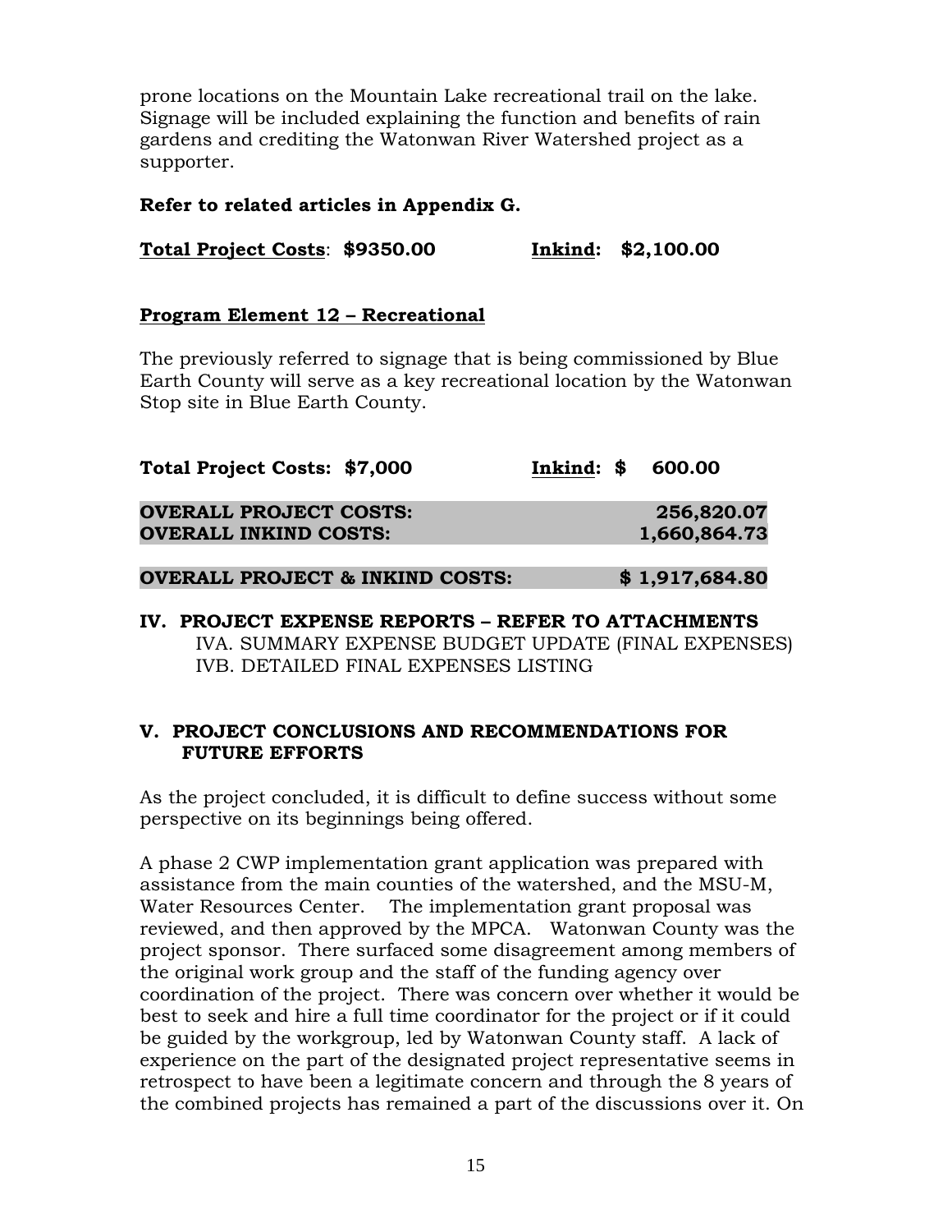prone locations on the Mountain Lake recreational trail on the lake. Signage will be included explaining the function and benefits of rain gardens and crediting the Watonwan River Watershed project as a supporter.

**Refer to related articles in Appendix G.**

**<u>Total Project Costs</u>: $9350.00 <u>Inkind</u>: $2,100.00**

**<u>Program Element 12 – Recreational</u>**

The previously referred to signage that is being commissioned by Blue Earth County will serve as a key recreational location by the Watonwan Stop site in Blue Earth County.

**Total Project Costs: $7,000 <u>Inkind</u>: $ 600.00**

| | |
|---|---|
| **OVERALL PROJECT COSTS:** | **256,820.07** |
| **OVERALL INKIND COSTS:** | **1,660,864.73** |
| **OVERALL PROJECT & INKIND COSTS:** | **$ 1,917,684.80** |

## IV. PROJECT EXPENSE REPORTS – REFER TO ATTACHMENTS

IVA. SUMMARY EXPENSE BUDGET UPDATE (FINAL EXPENSES)
IVB. DETAILED FINAL EXPENSES LISTING

## V. PROJECT CONCLUSIONS AND RECOMMENDATIONS FOR FUTURE EFFORTS

As the project concluded, it is difficult to define success without some perspective on its beginnings being offered.

A phase 2 CWP implementation grant application was prepared with assistance from the main counties of the watershed, and the MSU-M, Water Resources Center. The implementation grant proposal was reviewed, and then approved by the MPCA. Watonwan County was the project sponsor. There surfaced some disagreement among members of the original work group and the staff of the funding agency over coordination of the project. There was concern over whether it would be best to seek and hire a full time coordinator for the project or if it could be guided by the workgroup, led by Watonwan County staff. A lack of experience on the part of the designated project representative seems in retrospect to have been a legitimate concern and through the 8 years of the combined projects has remained a part of the discussions over it. On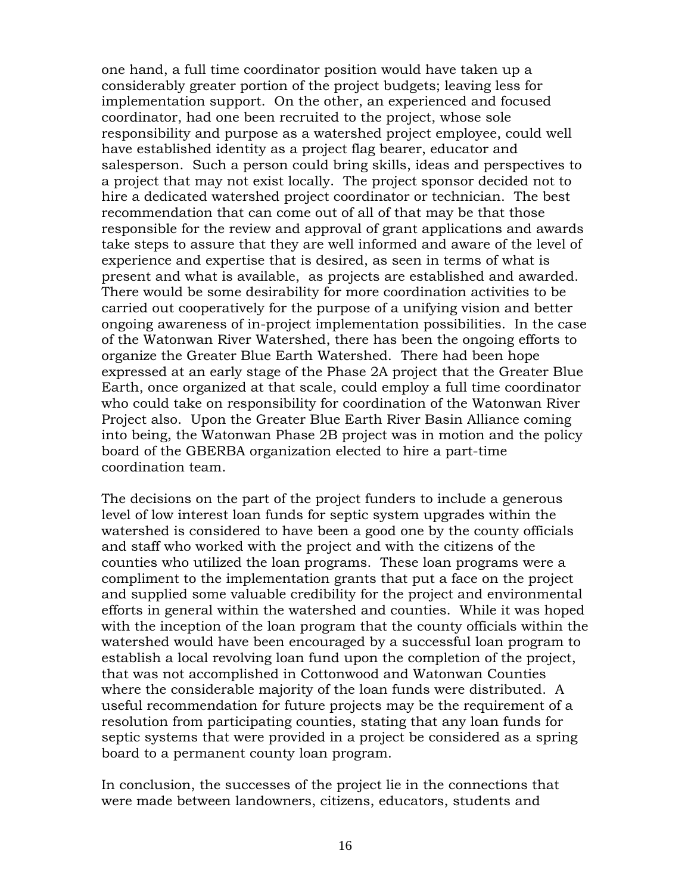one hand, a full time coordinator position would have taken up a considerably greater portion of the project budgets; leaving less for implementation support. On the other, an experienced and focused coordinator, had one been recruited to the project, whose sole responsibility and purpose as a watershed project employee, could well have established identity as a project flag bearer, educator and salesperson. Such a person could bring skills, ideas and perspectives to a project that may not exist locally. The project sponsor decided not to hire a dedicated watershed project coordinator or technician. The best recommendation that can come out of all of that may be that those responsible for the review and approval of grant applications and awards take steps to assure that they are well informed and aware of the level of experience and expertise that is desired, as seen in terms of what is present and what is available, as projects are established and awarded. There would be some desirability for more coordination activities to be carried out cooperatively for the purpose of a unifying vision and better ongoing awareness of in-project implementation possibilities. In the case of the Watonwan River Watershed, there has been the ongoing efforts to organize the Greater Blue Earth Watershed. There had been hope expressed at an early stage of the Phase 2A project that the Greater Blue Earth, once organized at that scale, could employ a full time coordinator who could take on responsibility for coordination of the Watonwan River Project also. Upon the Greater Blue Earth River Basin Alliance coming into being, the Watonwan Phase 2B project was in motion and the policy board of the GBERBA organization elected to hire a part-time coordination team.

The decisions on the part of the project funders to include a generous level of low interest loan funds for septic system upgrades within the watershed is considered to have been a good one by the county officials and staff who worked with the project and with the citizens of the counties who utilized the loan programs. These loan programs were a compliment to the implementation grants that put a face on the project and supplied some valuable credibility for the project and environmental efforts in general within the watershed and counties. While it was hoped with the inception of the loan program that the county officials within the watershed would have been encouraged by a successful loan program to establish a local revolving loan fund upon the completion of the project, that was not accomplished in Cottonwood and Watonwan Counties where the considerable majority of the loan funds were distributed. A useful recommendation for future projects may be the requirement of a resolution from participating counties, stating that any loan funds for septic systems that were provided in a project be considered as a spring board to a permanent county loan program.

In conclusion, the successes of the project lie in the connections that were made between landowners, citizens, educators, students and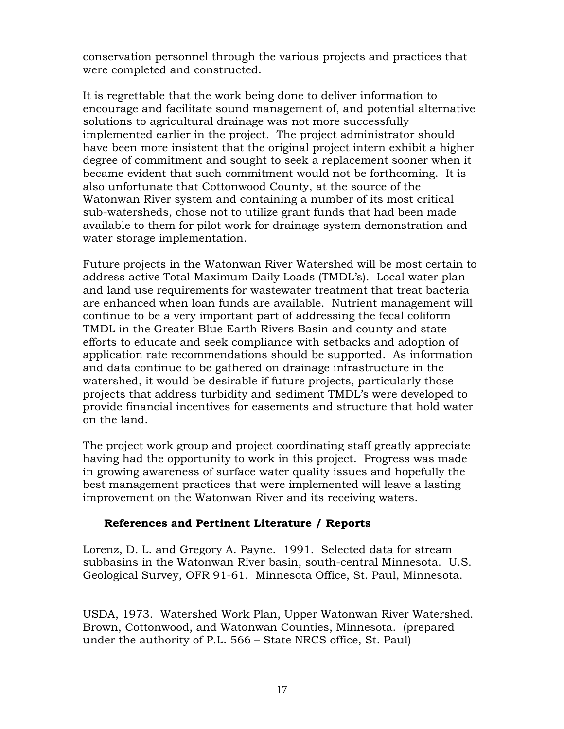conservation personnel through the various projects and practices that were completed and constructed.

It is regrettable that the work being done to deliver information to encourage and facilitate sound management of, and potential alternative solutions to agricultural drainage was not more successfully implemented earlier in the project. The project administrator should have been more insistent that the original project intern exhibit a higher degree of commitment and sought to seek a replacement sooner when it became evident that such commitment would not be forthcoming. It is also unfortunate that Cottonwood County, at the source of the Watonwan River system and containing a number of its most critical sub-watersheds, chose not to utilize grant funds that had been made available to them for pilot work for drainage system demonstration and water storage implementation.

Future projects in the Watonwan River Watershed will be most certain to address active Total Maximum Daily Loads (TMDL's). Local water plan and land use requirements for wastewater treatment that treat bacteria are enhanced when loan funds are available. Nutrient management will continue to be a very important part of addressing the fecal coliform TMDL in the Greater Blue Earth Rivers Basin and county and state efforts to educate and seek compliance with setbacks and adoption of application rate recommendations should be supported. As information and data continue to be gathered on drainage infrastructure in the watershed, it would be desirable if future projects, particularly those projects that address turbidity and sediment TMDL's were developed to provide financial incentives for easements and structure that hold water on the land.

The project work group and project coordinating staff greatly appreciate having had the opportunity to work in this project. Progress was made in growing awareness of surface water quality issues and hopefully the best management practices that were implemented will leave a lasting improvement on the Watonwan River and its receiving waters.

## References and Pertinent Literature / Reports

Lorenz, D. L. and Gregory A. Payne. 1991. Selected data for stream subbasins in the Watonwan River basin, south-central Minnesota. U.S. Geological Survey, OFR 91-61. Minnesota Office, St. Paul, Minnesota.

USDA, 1973. Watershed Work Plan, Upper Watonwan River Watershed. Brown, Cottonwood, and Watonwan Counties, Minnesota. (prepared under the authority of P.L. 566 – State NRCS office, St. Paul)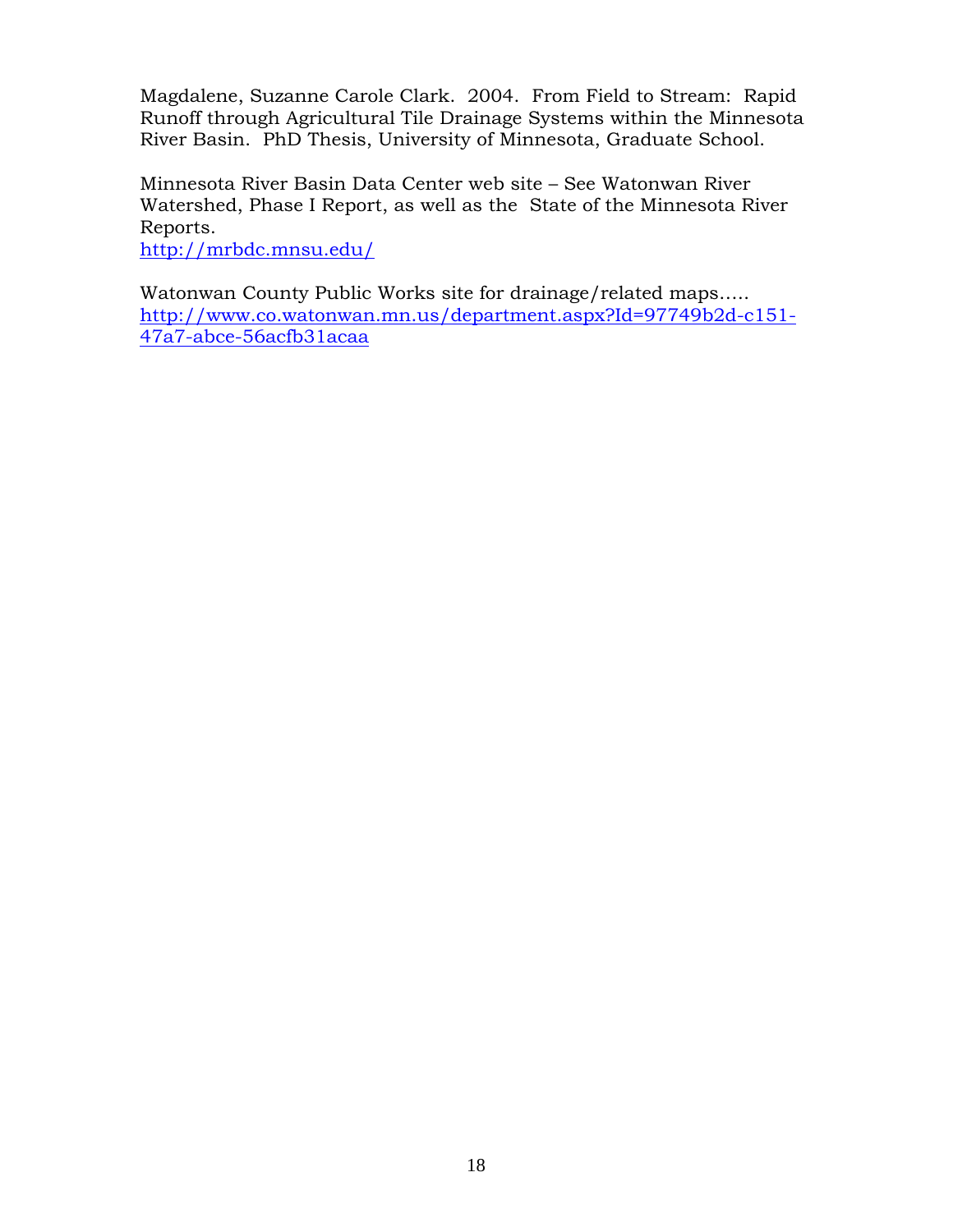Magdalene, Suzanne Carole Clark. 2004. From Field to Stream: Rapid Runoff through Agricultural Tile Drainage Systems within the Minnesota River Basin. PhD Thesis, University of Minnesota, Graduate School.

Minnesota River Basin Data Center web site – See Watonwan River Watershed, Phase I Report, as well as the State of the Minnesota River Reports.
http://mrbdc.mnsu.edu/

Watonwan County Public Works site for drainage/related maps…..
http://www.co.watonwan.mn.us/department.aspx?Id=97749b2d-c151-47a7-abce-56acfb31acaa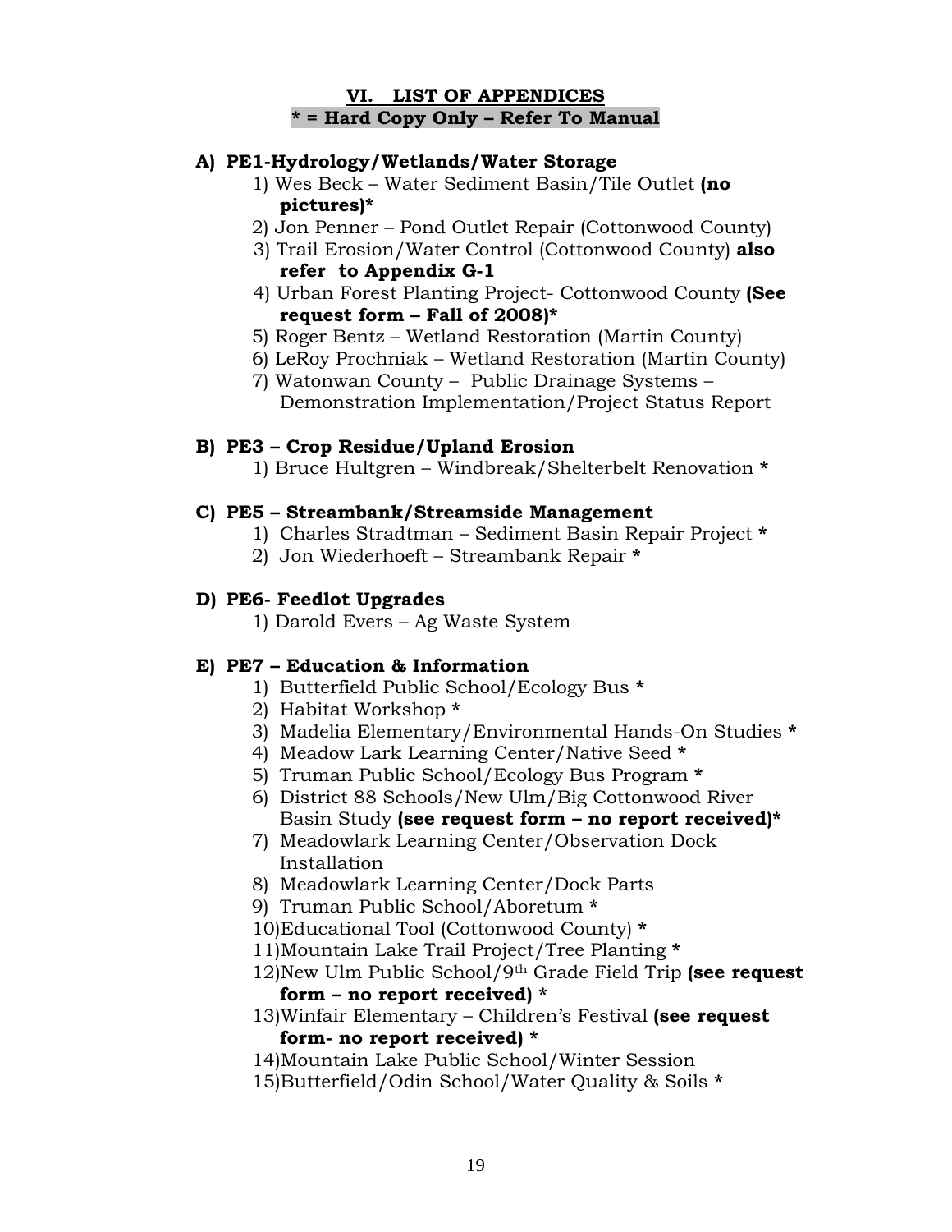## VI. LIST OF APPENDICES

**\* = Hard Copy Only – Refer To Manual**

### A) PE1-Hydrology/Wetlands/Water Storage

1) Wes Beck – Water Sediment Basin/Tile Outlet **(no pictures)***
2) Jon Penner – Pond Outlet Repair (Cottonwood County)
3) Trail Erosion/Water Control (Cottonwood County) **also refer to Appendix G-1**
4) Urban Forest Planting Project- Cottonwood County **(See request form – Fall of 2008)***
5) Roger Bentz – Wetland Restoration (Martin County)
6) LeRoy Prochniak – Wetland Restoration (Martin County)
7) Watonwan County – Public Drainage Systems – Demonstration Implementation/Project Status Report

### B) PE3 – Crop Residue/Upland Erosion

1) Bruce Hultgren – Windbreak/Shelterbelt Renovation *

### C) PE5 – Streambank/Streamside Management

1) Charles Stradtman – Sediment Basin Repair Project *
2) Jon Wiederhoeft – Streambank Repair *

### D) PE6- Feedlot Upgrades

1) Darold Evers – Ag Waste System

### E) PE7 – Education & Information

1) Butterfield Public School/Ecology Bus *
2) Habitat Workshop *
3) Madelia Elementary/Environmental Hands-On Studies *
4) Meadow Lark Learning Center/Native Seed *
5) Truman Public School/Ecology Bus Program *
6) District 88 Schools/New Ulm/Big Cottonwood River Basin Study **(see request form – no report received)***
7) Meadowlark Learning Center/Observation Dock Installation
8) Meadowlark Learning Center/Dock Parts
9) Truman Public School/Aboretum *
10) Educational Tool (Cottonwood County) *
11) Mountain Lake Trail Project/Tree Planting *
12) New Ulm Public School/9th Grade Field Trip **(see request form – no report received) ***
13) Winfair Elementary – Children's Festival **(see request form- no report received) ***
14) Mountain Lake Public School/Winter Session
15) Butterfield/Odin School/Water Quality & Soils *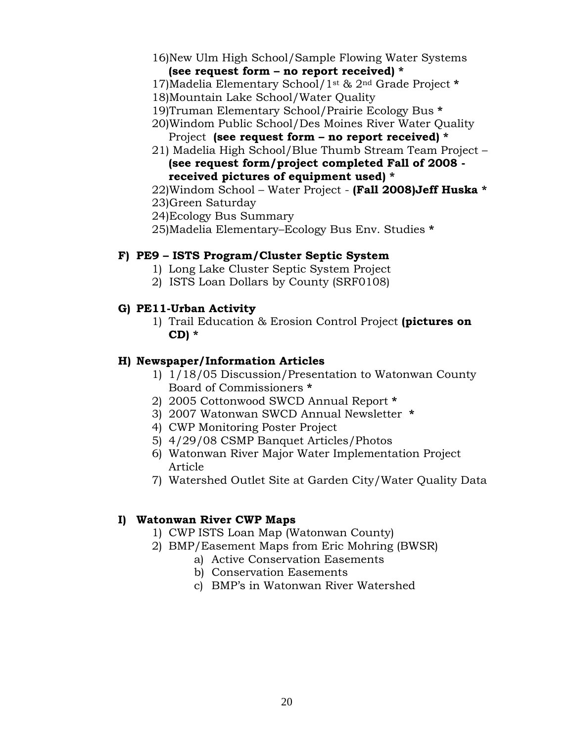16) New Ulm High School/Sample Flowing Water Systems **(see request form – no report received) ***
17) Madelia Elementary School/1st & 2nd Grade Project *****
18) Mountain Lake School/Water Quality
19) Truman Elementary School/Prairie Ecology Bus *****
20) Windom Public School/Des Moines River Water Quality Project **(see request form – no report received) ***
21) Madelia High School/Blue Thumb Stream Team Project – **(see request form/project completed Fall of 2008 - received pictures of equipment used) ***
22) Windom School – Water Project - **(Fall 2008)Jeff Huska ***
23) Green Saturday
24) Ecology Bus Summary
25) Madelia Elementary–Ecology Bus Env. Studies *****

**F) PE9 – ISTS Program/Cluster Septic System**

1) Long Lake Cluster Septic System Project
2) ISTS Loan Dollars by County (SRF0108)

**G) PE11-Urban Activity**

1) Trail Education & Erosion Control Project **(pictures on CD) ***

**H) Newspaper/Information Articles**

1) 1/18/05 Discussion/Presentation to Watonwan County Board of Commissioners *****
2) 2005 Cottonwood SWCD Annual Report *****
3) 2007 Watonwan SWCD Annual Newsletter *****
4) CWP Monitoring Poster Project
5) 4/29/08 CSMP Banquet Articles/Photos
6) Watonwan River Major Water Implementation Project Article
7) Watershed Outlet Site at Garden City/Water Quality Data

**I) Watonwan River CWP Maps**

1) CWP ISTS Loan Map (Watonwan County)
2) BMP/Easement Maps from Eric Mohring (BWSR)
   a) Active Conservation Easements
   b) Conservation Easements
   c) BMP's in Watonwan River Watershed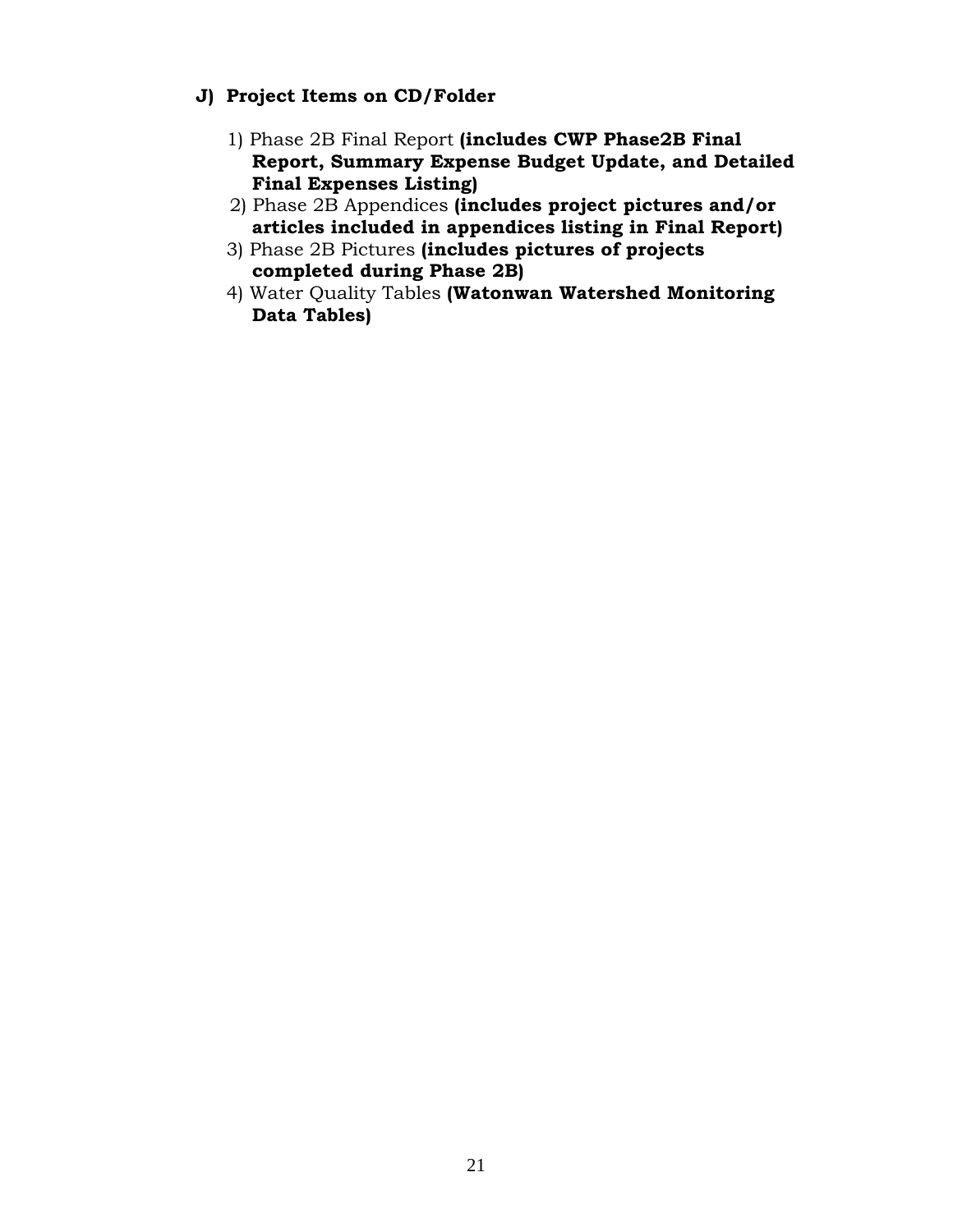## J) Project Items on CD/Folder

1) Phase 2B Final Report **(includes CWP Phase2B Final Report, Summary Expense Budget Update, and Detailed Final Expenses Listing)**
2) Phase 2B Appendices **(includes project pictures and/or articles included in appendices listing in Final Report)**
3) Phase 2B Pictures **(includes pictures of projects completed during Phase 2B)**
4) Water Quality Tables **(Watonwan Watershed Monitoring Data Tables)**